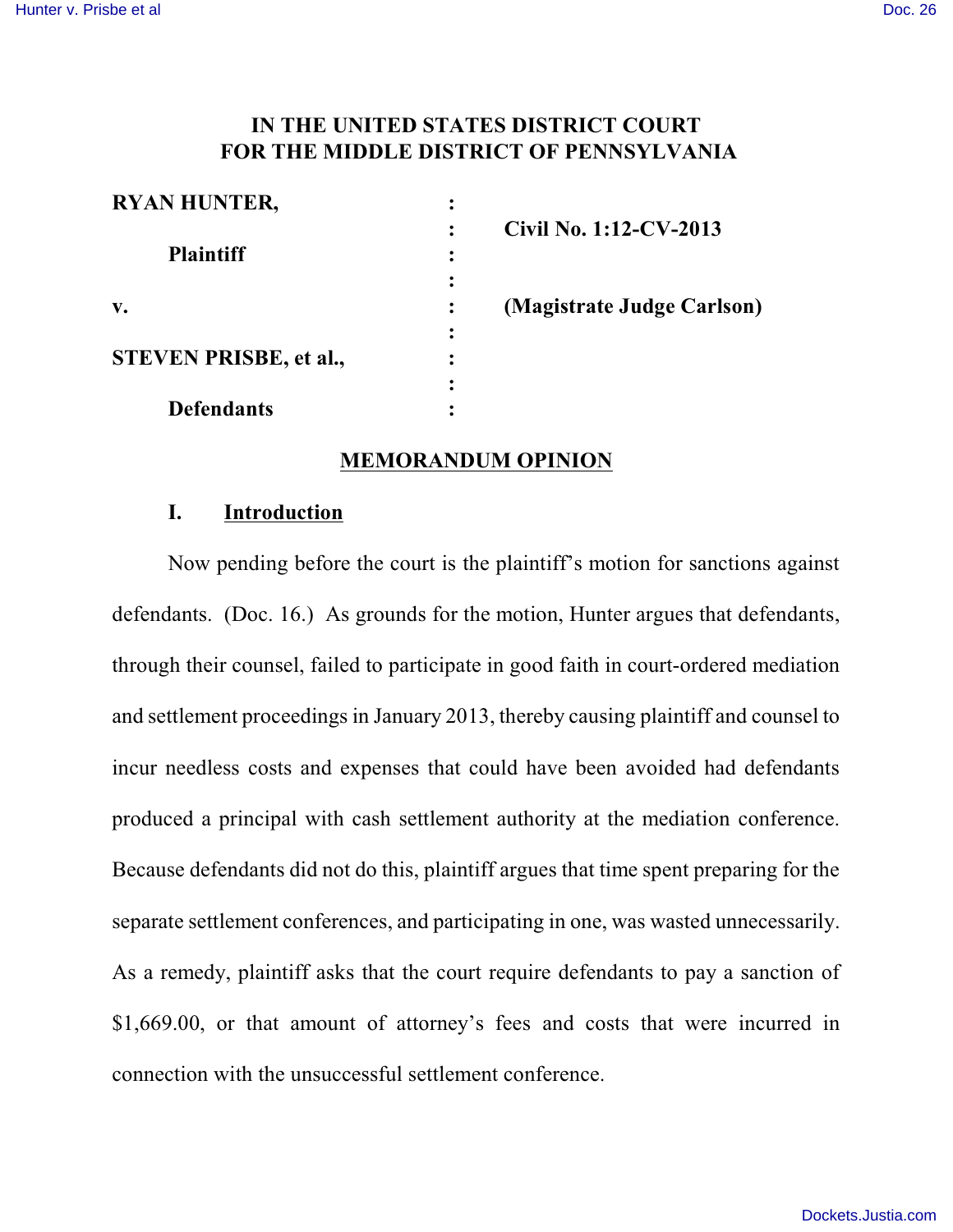# IN THE UNITED STATES DISTRICT COURT FOR THE MIDDLE DISTRICT OF PENNSYLVANIA

| | | |
|---|---|---|
| **RYAN HUNTER,** | : | |
| | : | **Civil No. 1:12-CV-2013** |
| **Plaintiff** | : | |
| | : | |
| **v.** | : | **(Magistrate Judge Carlson)** |
| | : | |
| **STEVEN PRISBE, et al.,** | : | |
| | : | |
| **Defendants** | : | |

## MEMORANDUM OPINION

### I. Introduction

Now pending before the court is the plaintiff's motion for sanctions against defendants. (Doc. 16.) As grounds for the motion, Hunter argues that defendants, through their counsel, failed to participate in good faith in court-ordered mediation and settlement proceedings in January 2013, thereby causing plaintiff and counsel to incur needless costs and expenses that could have been avoided had defendants produced a principal with cash settlement authority at the mediation conference. Because defendants did not do this, plaintiff argues that time spent preparing for the separate settlement conferences, and participating in one, was wasted unnecessarily. As a remedy, plaintiff asks that the court require defendants to pay a sanction of $1,669.00, or that amount of attorney's fees and costs that were incurred in connection with the unsuccessful settlement conference.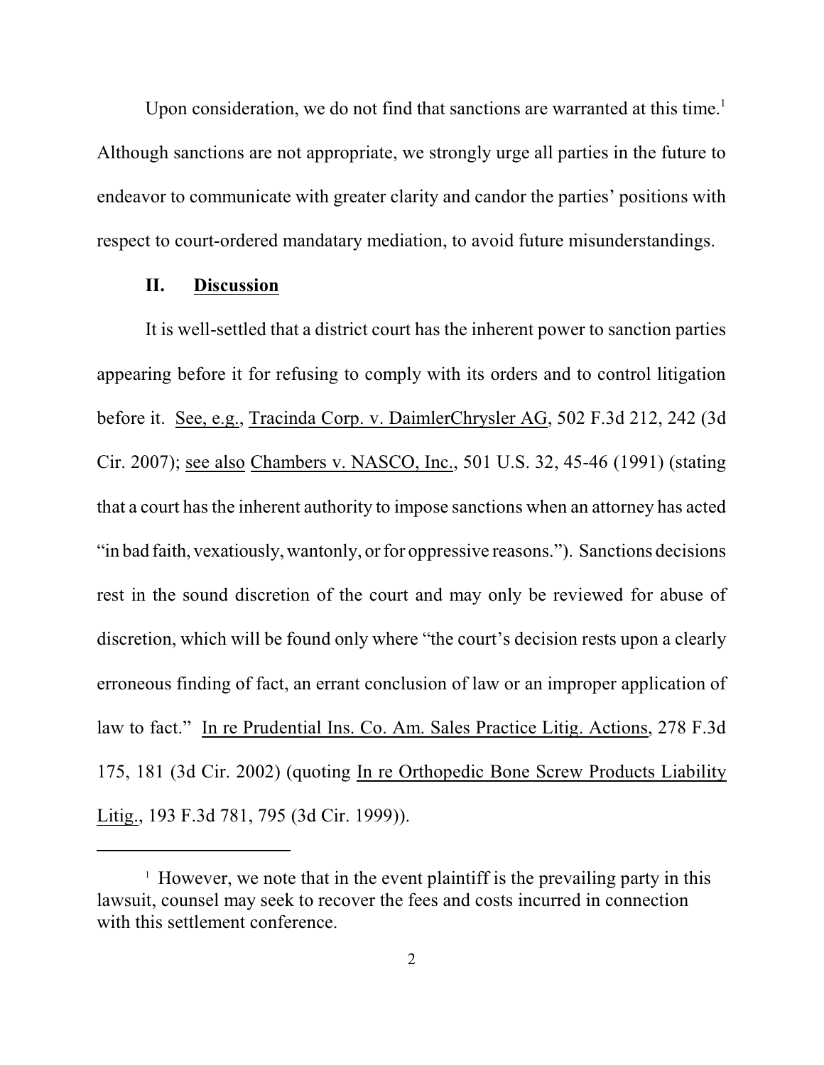Upon consideration, we do not find that sanctions are warranted at this time.[1] Although sanctions are not appropriate, we strongly urge all parties in the future to endeavor to communicate with greater clarity and candor the parties' positions with respect to court-ordered mandatary mediation, to avoid future misunderstandings.

## II. Discussion

It is well-settled that a district court has the inherent power to sanction parties appearing before it for refusing to comply with its orders and to control litigation before it. See, e.g., Tracinda Corp. v. DaimlerChrysler AG, 502 F.3d 212, 242 (3d Cir. 2007); see also Chambers v. NASCO, Inc., 501 U.S. 32, 45-46 (1991) (stating that a court has the inherent authority to impose sanctions when an attorney has acted "in bad faith, vexatiously, wantonly, or for oppressive reasons."). Sanctions decisions rest in the sound discretion of the court and may only be reviewed for abuse of discretion, which will be found only where "the court's decision rests upon a clearly erroneous finding of fact, an errant conclusion of law or an improper application of law to fact." In re Prudential Ins. Co. Am. Sales Practice Litig. Actions, 278 F.3d 175, 181 (3d Cir. 2002) (quoting In re Orthopedic Bone Screw Products Liability Litig., 193 F.3d 781, 795 (3d Cir. 1999)).

---

[1] However, we note that in the event plaintiff is the prevailing party in this lawsuit, counsel may seek to recover the fees and costs incurred in connection with this settlement conference.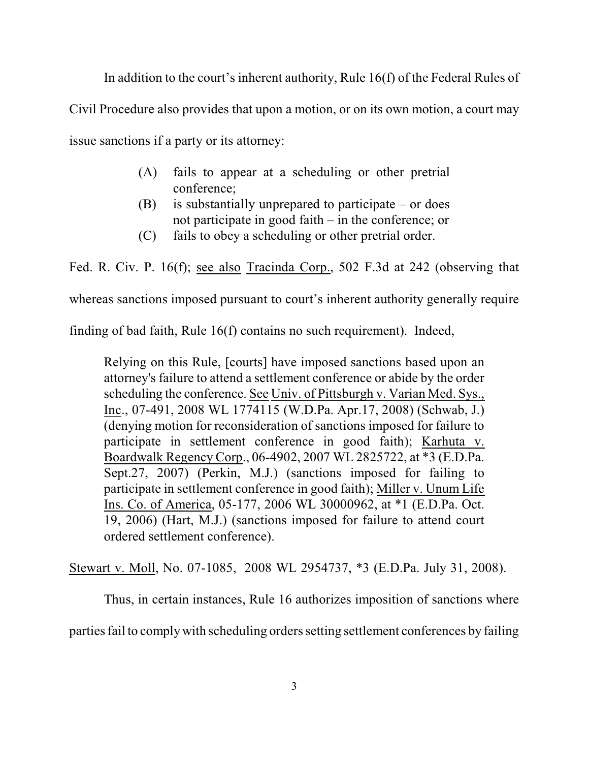In addition to the court's inherent authority, Rule 16(f) of the Federal Rules of Civil Procedure also provides that upon a motion, or on its own motion, a court may issue sanctions if a party or its attorney:

> (A) fails to appear at a scheduling or other pretrial conference;
> (B) is substantially unprepared to participate – or does not participate in good faith – in the conference; or
> (C) fails to obey a scheduling or other pretrial order.

Fed. R. Civ. P. 16(f); see also Tracinda Corp., 502 F.3d at 242 (observing that whereas sanctions imposed pursuant to court's inherent authority generally require finding of bad faith, Rule 16(f) contains no such requirement). Indeed,

> Relying on this Rule, [courts] have imposed sanctions based upon an attorney's failure to attend a settlement conference or abide by the order scheduling the conference. See Univ. of Pittsburgh v. Varian Med. Sys., Inc., 07-491, 2008 WL 1774115 (W.D.Pa. Apr.17, 2008) (Schwab, J.) (denying motion for reconsideration of sanctions imposed for failure to participate in settlement conference in good faith); Karhuta v. Boardwalk Regency Corp., 06-4902, 2007 WL 2825722, at *3 (E.D.Pa. Sept.27, 2007) (Perkin, M.J.) (sanctions imposed for failing to participate in settlement conference in good faith); Miller v. Unum Life Ins. Co. of America, 05-177, 2006 WL 30000962, at *1 (E.D.Pa. Oct. 19, 2006) (Hart, M.J.) (sanctions imposed for failure to attend court ordered settlement conference).

Stewart v. Moll, No. 07-1085, 2008 WL 2954737, *3 (E.D.Pa. July 31, 2008).

Thus, in certain instances, Rule 16 authorizes imposition of sanctions where parties fail to comply with scheduling orders setting settlement conferences by failing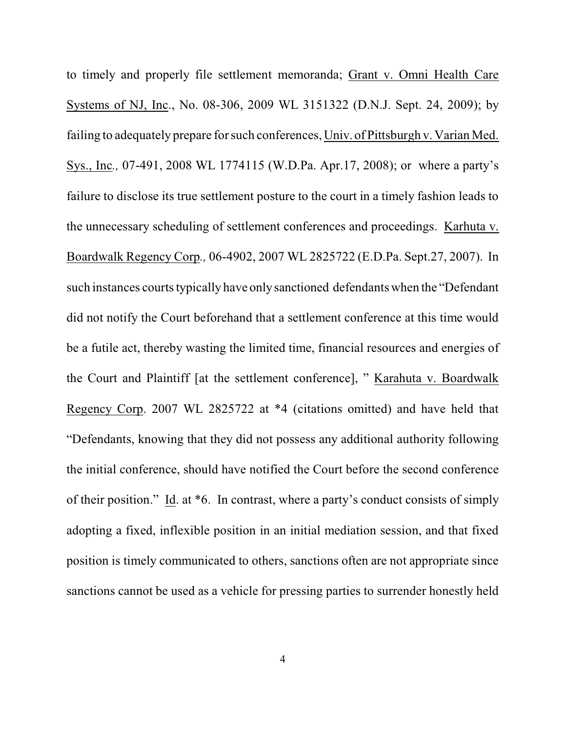to timely and properly file settlement memoranda; Grant v. Omni Health Care Systems of NJ, Inc., No. 08-306, 2009 WL 3151322 (D.N.J. Sept. 24, 2009); by failing to adequately prepare for such conferences, Univ. of Pittsburgh v. Varian Med. Sys., Inc., 07-491, 2008 WL 1774115 (W.D.Pa. Apr.17, 2008); or where a party's failure to disclose its true settlement posture to the court in a timely fashion leads to the unnecessary scheduling of settlement conferences and proceedings. Karhuta v. Boardwalk Regency Corp., 06-4902, 2007 WL 2825722 (E.D.Pa. Sept.27, 2007). In such instances courts typically have only sanctioned defendants when the "Defendant did not notify the Court beforehand that a settlement conference at this time would be a futile act, thereby wasting the limited time, financial resources and energies of the Court and Plaintiff [at the settlement conference], " Karahuta v. Boardwalk Regency Corp. 2007 WL 2825722 at *4 (citations omitted) and have held that "Defendants, knowing that they did not possess any additional authority following the initial conference, should have notified the Court before the second conference of their position." Id. at *6. In contrast, where a party's conduct consists of simply adopting a fixed, inflexible position in an initial mediation session, and that fixed position is timely communicated to others, sanctions often are not appropriate since sanctions cannot be used as a vehicle for pressing parties to surrender honestly held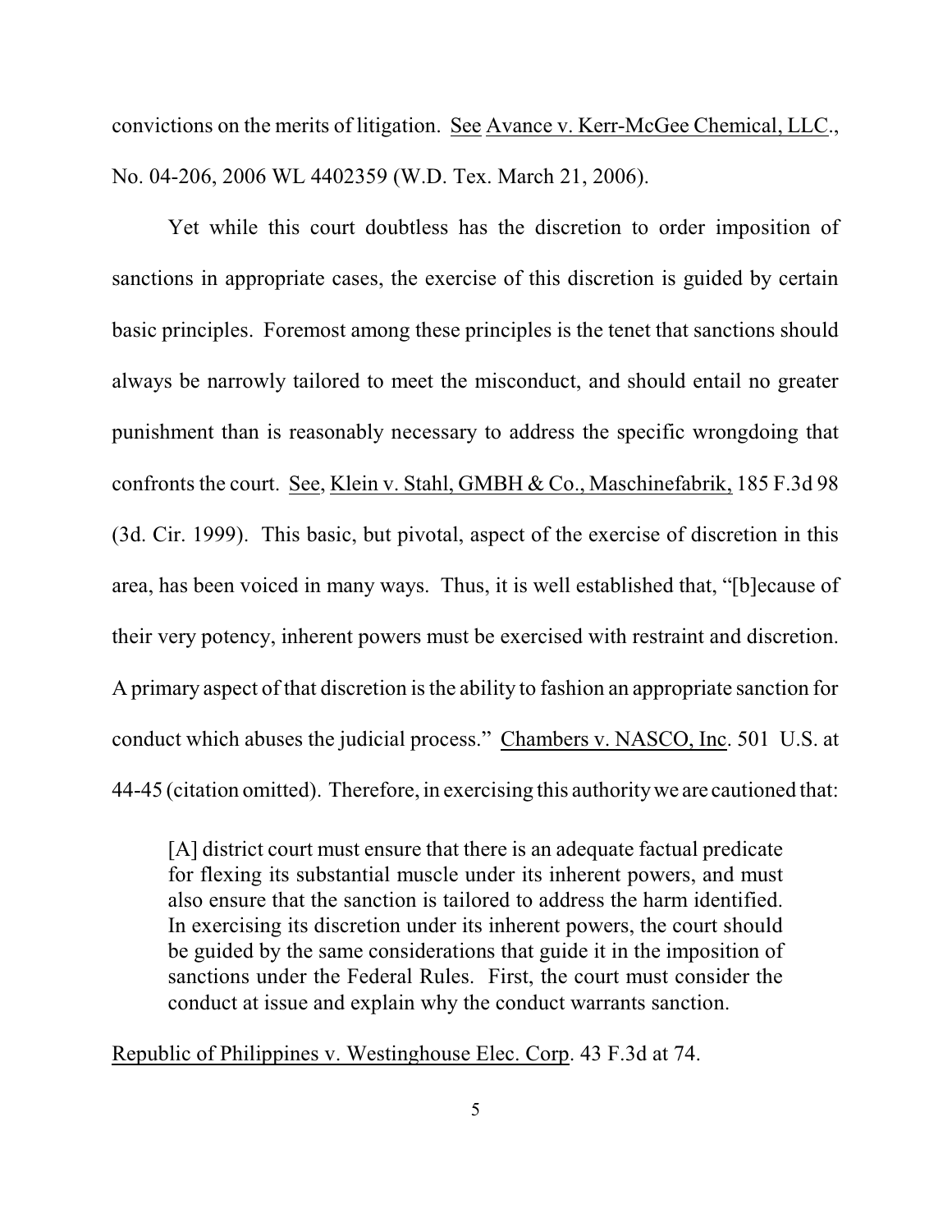convictions on the merits of litigation. See Avance v. Kerr-McGee Chemical, LLC., No. 04-206, 2006 WL 4402359 (W.D. Tex. March 21, 2006).

Yet while this court doubtless has the discretion to order imposition of sanctions in appropriate cases, the exercise of this discretion is guided by certain basic principles. Foremost among these principles is the tenet that sanctions should always be narrowly tailored to meet the misconduct, and should entail no greater punishment than is reasonably necessary to address the specific wrongdoing that confronts the court. See, Klein v. Stahl, GMBH & Co., Maschinefabrik, 185 F.3d 98 (3d. Cir. 1999). This basic, but pivotal, aspect of the exercise of discretion in this area, has been voiced in many ways. Thus, it is well established that, "[b]ecause of their very potency, inherent powers must be exercised with restraint and discretion. A primary aspect of that discretion is the ability to fashion an appropriate sanction for conduct which abuses the judicial process." Chambers v. NASCO, Inc. 501 U.S. at 44-45 (citation omitted). Therefore, in exercising this authority we are cautioned that:

> [A] district court must ensure that there is an adequate factual predicate for flexing its substantial muscle under its inherent powers, and must also ensure that the sanction is tailored to address the harm identified. In exercising its discretion under its inherent powers, the court should be guided by the same considerations that guide it in the imposition of sanctions under the Federal Rules. First, the court must consider the conduct at issue and explain why the conduct warrants sanction.

Republic of Philippines v. Westinghouse Elec. Corp. 43 F.3d at 74.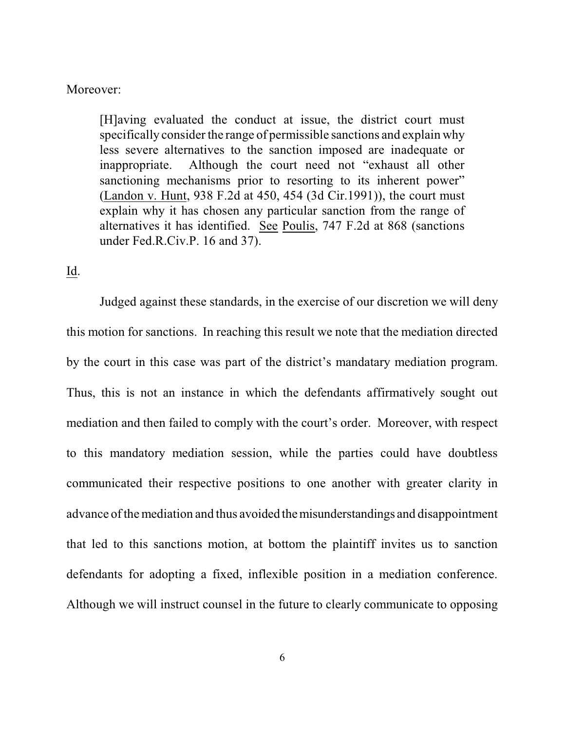Moreover:

> [H]aving evaluated the conduct at issue, the district court must specifically consider the range of permissible sanctions and explain why less severe alternatives to the sanction imposed are inadequate or inappropriate. Although the court need not "exhaust all other sanctioning mechanisms prior to resorting to its inherent power" (Landon v. Hunt, 938 F.2d at 450, 454 (3d Cir.1991)), the court must explain why it has chosen any particular sanction from the range of alternatives it has identified. See Poulis, 747 F.2d at 868 (sanctions under Fed.R.Civ.P. 16 and 37).

Id.

Judged against these standards, in the exercise of our discretion we will deny this motion for sanctions. In reaching this result we note that the mediation directed by the court in this case was part of the district's mandatary mediation program. Thus, this is not an instance in which the defendants affirmatively sought out mediation and then failed to comply with the court's order. Moreover, with respect to this mandatory mediation session, while the parties could have doubtless communicated their respective positions to one another with greater clarity in advance of the mediation and thus avoided the misunderstandings and disappointment that led to this sanctions motion, at bottom the plaintiff invites us to sanction defendants for adopting a fixed, inflexible position in a mediation conference. Although we will instruct counsel in the future to clearly communicate to opposing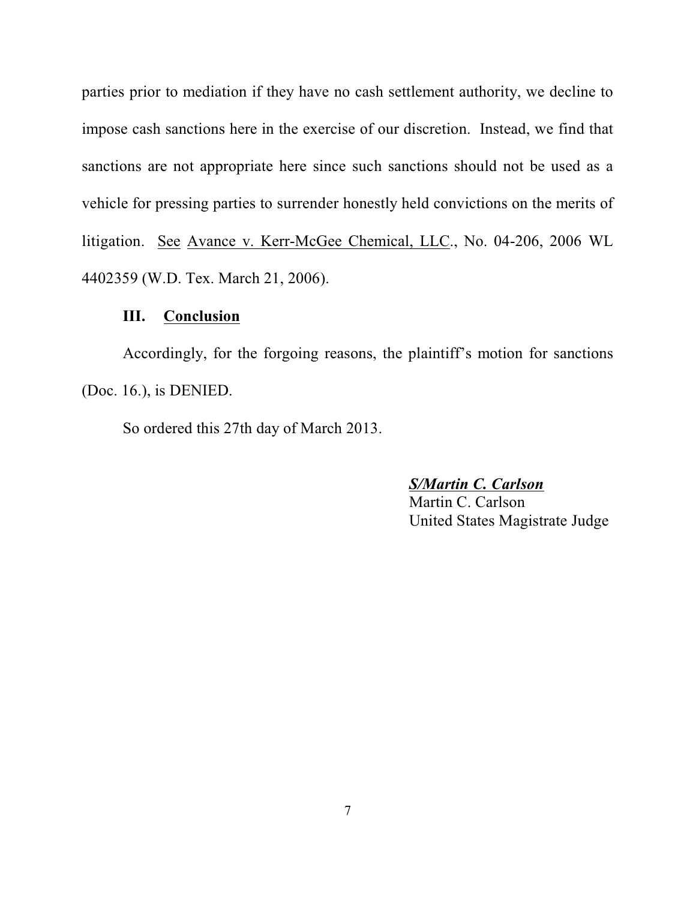parties prior to mediation if they have no cash settlement authority, we decline to impose cash sanctions here in the exercise of our discretion. Instead, we find that sanctions are not appropriate here since such sanctions should not be used as a vehicle for pressing parties to surrender honestly held convictions on the merits of litigation. See Avance v. Kerr-McGee Chemical, LLC., No. 04-206, 2006 WL 4402359 (W.D. Tex. March 21, 2006).

### III. Conclusion

Accordingly, for the forgoing reasons, the plaintiff's motion for sanctions (Doc. 16.), is DENIED.

So ordered this 27th day of March 2013.

***S/Martin C. Carlson***
Martin C. Carlson
United States Magistrate Judge